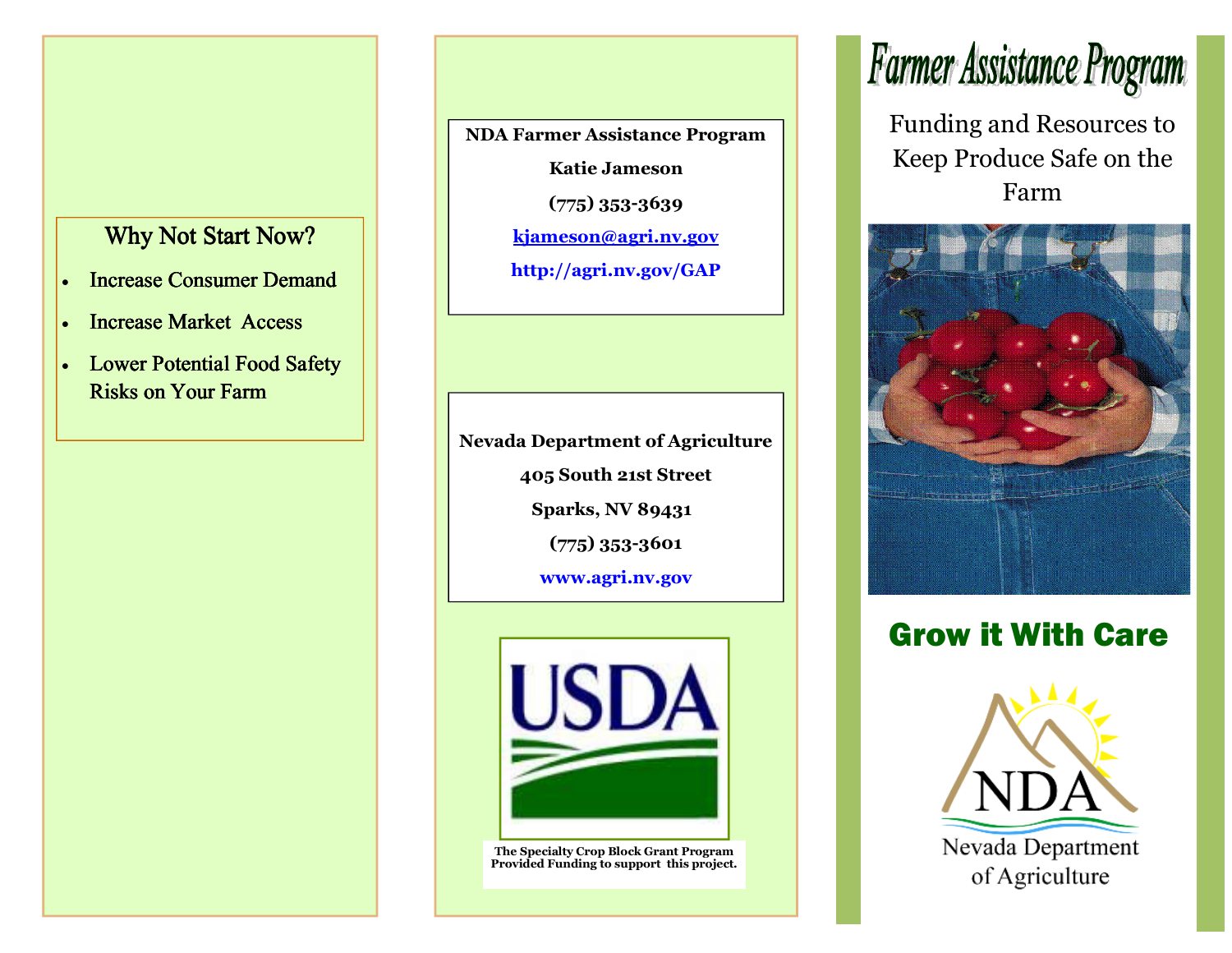## Why Not Start Now?

- Increase Consumer Demand
- Increase Market Access
- Lower Potential Food Safety Risks on Your Farm

**NDA Farmer Assistance Program**

**Katie Jameson**

**(775) 353-3639**

**kjameson@agri.nv.gov**

**http://agri.nv.gov/GAP**

**Nevada Department of Agriculture**

**405 South 21st Street**

**Sparks, NV 89431**

**(775) 353-3601**

**www.agri.nv.gov**

USDA

**The Specialty Crop Block Grant Program Provided Funding to support this project.**

# Farmer Assistance Program

Funding and Resources to Keep Produce Safe on the Farm

## Grow it With Care

NDA
Nevada Department of Agriculture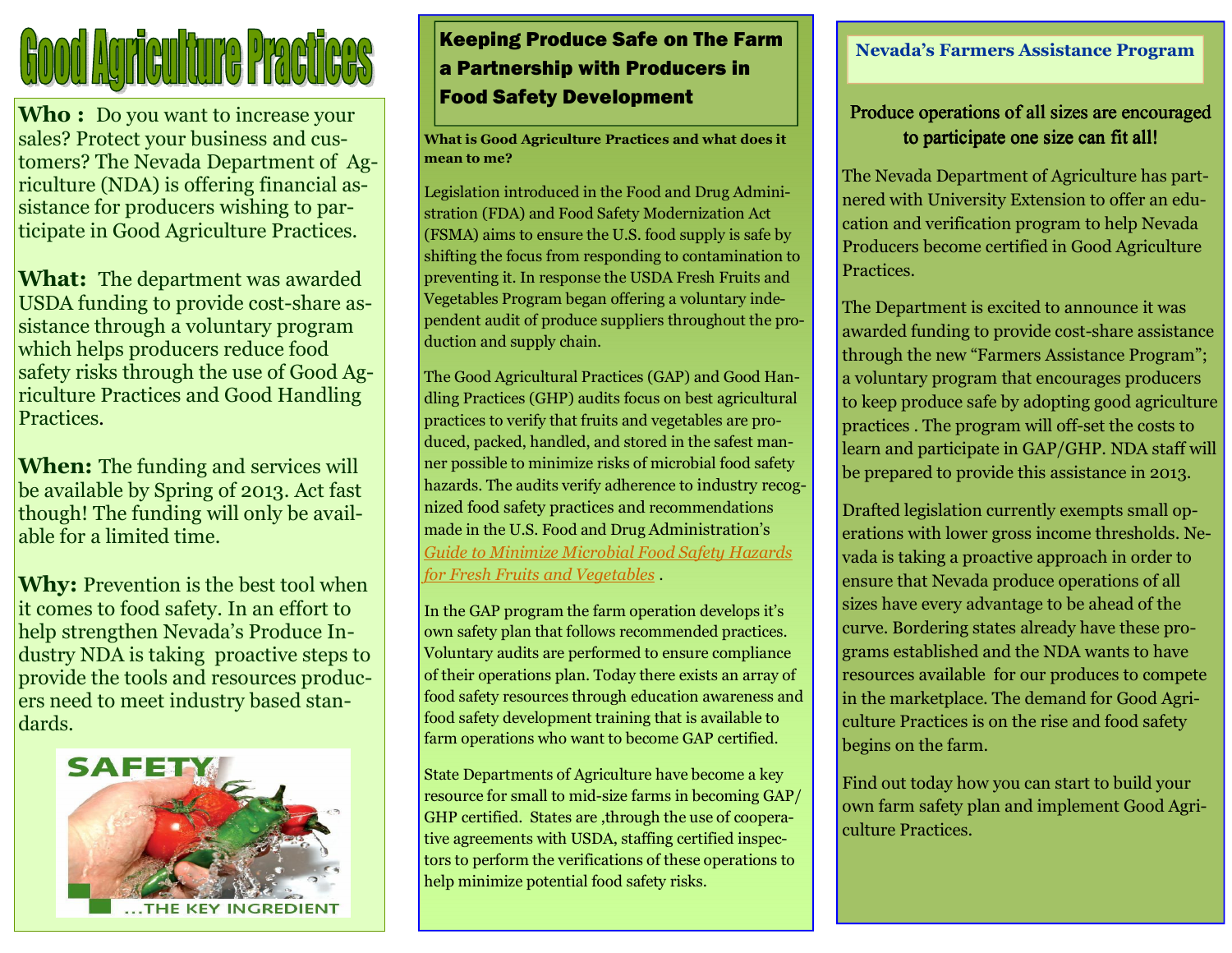# Good Agriculture Practices

**Who :** Do you want to increase your sales? Protect your business and customers? The Nevada Department of Agriculture (NDA) is offering financial assistance for producers wishing to participate in Good Agriculture Practices.

**What:** The department was awarded USDA funding to provide cost-share assistance through a voluntary program which helps producers reduce food safety risks through the use of Good Agriculture Practices and Good Handling Practices.

**When:** The funding and services will be available by Spring of 2013. Act fast though! The funding will only be available for a limited time.

**Why:** Prevention is the best tool when it comes to food safety. In an effort to help strengthen Nevada's Produce Industry NDA is taking proactive steps to provide the tools and resources producers need to meet industry based standards.

SAFETY ...THE KEY INGREDIENT

## Keeping Produce Safe on The Farm a Partnership with Producers in Food Safety Development

**What is Good Agriculture Practices and what does it mean to me?**

Legislation introduced in the Food and Drug Administration (FDA) and Food Safety Modernization Act (FSMA) aims to ensure the U.S. food supply is safe by shifting the focus from responding to contamination to preventing it. In response the USDA Fresh Fruits and Vegetables Program began offering a voluntary independent audit of produce suppliers throughout the production and supply chain.

The Good Agricultural Practices (GAP) and Good Handling Practices (GHP) audits focus on best agricultural practices to verify that fruits and vegetables are produced, packed, handled, and stored in the safest manner possible to minimize risks of microbial food safety hazards. The audits verify adherence to industry recognized food safety practices and recommendations made in the U.S. Food and Drug Administration's *Guide to Minimize Microbial Food Safety Hazards for Fresh Fruits and Vegetables* .

In the GAP program the farm operation develops it's own safety plan that follows recommended practices. Voluntary audits are performed to ensure compliance of their operations plan. Today there exists an array of food safety resources through education awareness and food safety development training that is available to farm operations who want to become GAP certified.

State Departments of Agriculture have become a key resource for small to mid-size farms in becoming GAP/ GHP certified. States are ,through the use of cooperative agreements with USDA, staffing certified inspectors to perform the verifications of these operations to help minimize potential food safety risks.

## Nevada's Farmers Assistance Program

**Produce operations of all sizes are encouraged to participate one size can fit all!**

The Nevada Department of Agriculture has partnered with University Extension to offer an education and verification program to help Nevada Producers become certified in Good Agriculture Practices.

The Department is excited to announce it was awarded funding to provide cost-share assistance through the new "Farmers Assistance Program"; a voluntary program that encourages producers to keep produce safe by adopting good agriculture practices . The program will off-set the costs to learn and participate in GAP/GHP. NDA staff will be prepared to provide this assistance in 2013.

Drafted legislation currently exempts small operations with lower gross income thresholds. Nevada is taking a proactive approach in order to ensure that Nevada produce operations of all sizes have every advantage to be ahead of the curve. Bordering states already have these programs established and the NDA wants to have resources available for our produces to compete in the marketplace. The demand for Good Agriculture Practices is on the rise and food safety begins on the farm.

Find out today how you can start to build your own farm safety plan and implement Good Agriculture Practices.